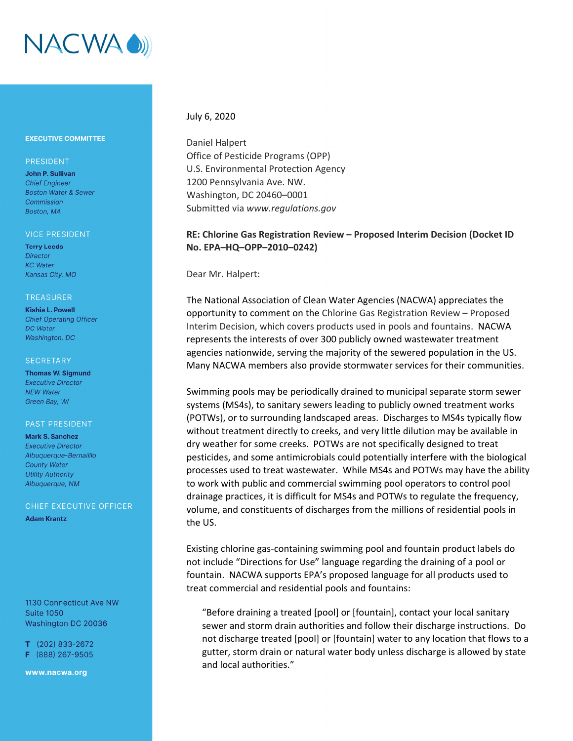NACWA

**EXECUTIVE COMMITTEE**

PRESIDENT

**John P. Sullivan**
*Chief Engineer*
*Boston Water & Sewer Commission*
*Boston, MA*

VICE PRESIDENT

**Terry Leeds**
*Director*
*KC Water*
*Kansas City, MO*

TREASURER

**Kishia L. Powell**
*Chief Operating Officer*
*DC Water*
*Washington, DC*

SECRETARY

**Thomas W. Sigmund**
*Executive Director*
*NEW Water*
*Green Bay, WI*

PAST PRESIDENT

**Mark S. Sanchez**
*Executive Director*
*Albuquerque-Bernalillo County Water Utility Authority*
*Albuquerque, NM*

CHIEF EXECUTIVE OFFICER

**Adam Krantz**

1130 Connecticut Ave NW
Suite 1050
Washington DC 20036

**T** (202) 833-2672
**F** (888) 267-9505

**www.nacwa.org**

July 6, 2020

Daniel Halpert
Office of Pesticide Programs (OPP)
U.S. Environmental Protection Agency
1200 Pennsylvania Ave. NW.
Washington, DC 20460–0001
Submitted via *www.regulations.gov*

**RE: Chlorine Gas Registration Review – Proposed Interim Decision (Docket ID No. EPA–HQ–OPP–2010–0242)**

Dear Mr. Halpert:

The National Association of Clean Water Agencies (NACWA) appreciates the opportunity to comment on the Chlorine Gas Registration Review – Proposed Interim Decision, which covers products used in pools and fountains. NACWA represents the interests of over 300 publicly owned wastewater treatment agencies nationwide, serving the majority of the sewered population in the US. Many NACWA members also provide stormwater services for their communities.

Swimming pools may be periodically drained to municipal separate storm sewer systems (MS4s), to sanitary sewers leading to publicly owned treatment works (POTWs), or to surrounding landscaped areas. Discharges to MS4s typically flow without treatment directly to creeks, and very little dilution may be available in dry weather for some creeks. POTWs are not specifically designed to treat pesticides, and some antimicrobials could potentially interfere with the biological processes used to treat wastewater. While MS4s and POTWs may have the ability to work with public and commercial swimming pool operators to control pool drainage practices, it is difficult for MS4s and POTWs to regulate the frequency, volume, and constituents of discharges from the millions of residential pools in the US.

Existing chlorine gas-containing swimming pool and fountain product labels do not include "Directions for Use" language regarding the draining of a pool or fountain. NACWA supports EPA's proposed language for all products used to treat commercial and residential pools and fountains:

> "Before draining a treated [pool] or [fountain], contact your local sanitary sewer and storm drain authorities and follow their discharge instructions. Do not discharge treated [pool] or [fountain] water to any location that flows to a gutter, storm drain or natural water body unless discharge is allowed by state and local authorities."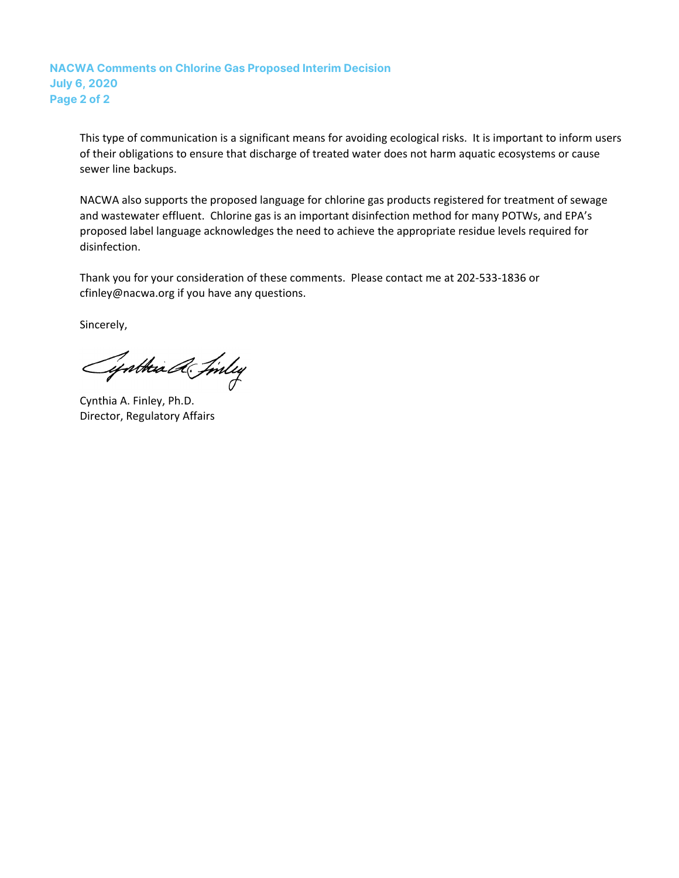This type of communication is a significant means for avoiding ecological risks. It is important to inform users of their obligations to ensure that discharge of treated water does not harm aquatic ecosystems or cause sewer line backups.

NACWA also supports the proposed language for chlorine gas products registered for treatment of sewage and wastewater effluent. Chlorine gas is an important disinfection method for many POTWs, and EPA's proposed label language acknowledges the need to achieve the appropriate residue levels required for disinfection.

Thank you for your consideration of these comments. Please contact me at 202-533-1836 or cfinley@nacwa.org if you have any questions.

Sincerely,

Cynthia A. Finley, Ph.D.
Director, Regulatory Affairs